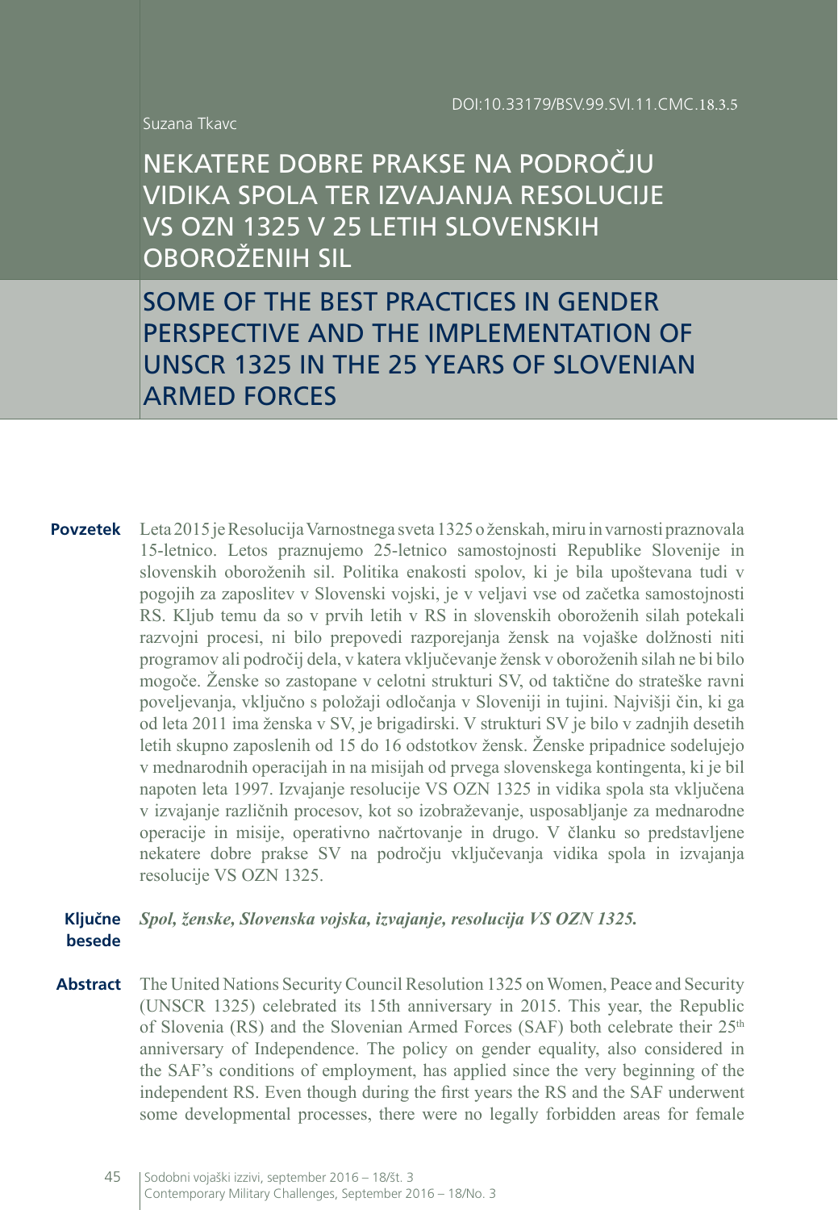DOI:10.33179/BSV.99.SVI.11.CMC.18.3.5

Suzana Tkavc

# NEKATERE DOBRE PRAKSE NA PODROČJU VIDIKA SPOLA TER IZVAJANJA RESOLUCIJE VS OZN 1325 V 25 LETIH SLOVENSKIH OBOROŽENIH SIL

# SOME OF THE BEST PRACTICES IN GENDER PERSPECTIVE AND THE IMPLEMENTATION OF UNSCR 1325 IN THE 25 YEARS OF SLOVENIAN ARMED FORCES

**Povzetek** Leta 2015 je Resolucija Varnostnega sveta 1325 o ženskah, miru in varnosti praznovala 15-letnico. Letos praznujemo 25-letnico samostojnosti Republike Slovenije in slovenskih oboroženih sil. Politika enakosti spolov, ki je bila upoštevana tudi v pogojih za zaposlitev v Slovenski vojski, je v veljavi vse od začetka samostojnosti RS. Kljub temu da so v prvih letih v RS in slovenskih oboroženih silah potekali razvojni procesi, ni bilo prepovedi razporejanja žensk na vojaške dolžnosti niti programov ali področij dela, v katera vključevanje žensk v oboroženih silah ne bi bilo mogoče. Ženske so zastopane v celotni strukturi SV, od taktične do strateške ravni poveljevanja, vključno s položaji odločanja v Sloveniji in tujini. Najvišji čin, ki ga od leta 2011 ima ženska v SV, je brigadirski. V strukturi SV je bilo v zadnjih desetih letih skupno zaposlenih od 15 do 16 odstotkov žensk. Ženske pripadnice sodelujejo v mednarodnih operacijah in na misijah od prvega slovenskega kontingenta, ki je bil napoten leta 1997. Izvajanje resolucije VS OZN 1325 in vidika spola sta vključena v izvajanje različnih procesov, kot so izobraževanje, usposabljanje za mednarodne operacije in misije, operativno načrtovanje in drugo. V članku so predstavljene nekatere dobre prakse SV na področju vključevanja vidika spola in izvajanja resolucije VS OZN 1325.

**Ključne besede** *Spol, ženske, Slovenska vojska, izvajanje, resolucija VS OZN 1325.*

**Abstract** The United Nations Security Council Resolution 1325 on Women, Peace and Security (UNSCR 1325) celebrated its 15th anniversary in 2015. This year, the Republic of Slovenia (RS) and the Slovenian Armed Forces (SAF) both celebrate their 25th anniversary of Independence. The policy on gender equality, also considered in the SAF's conditions of employment, has applied since the very beginning of the independent RS. Even though during the first years the RS and the SAF underwent some developmental processes, there were no legally forbidden areas for female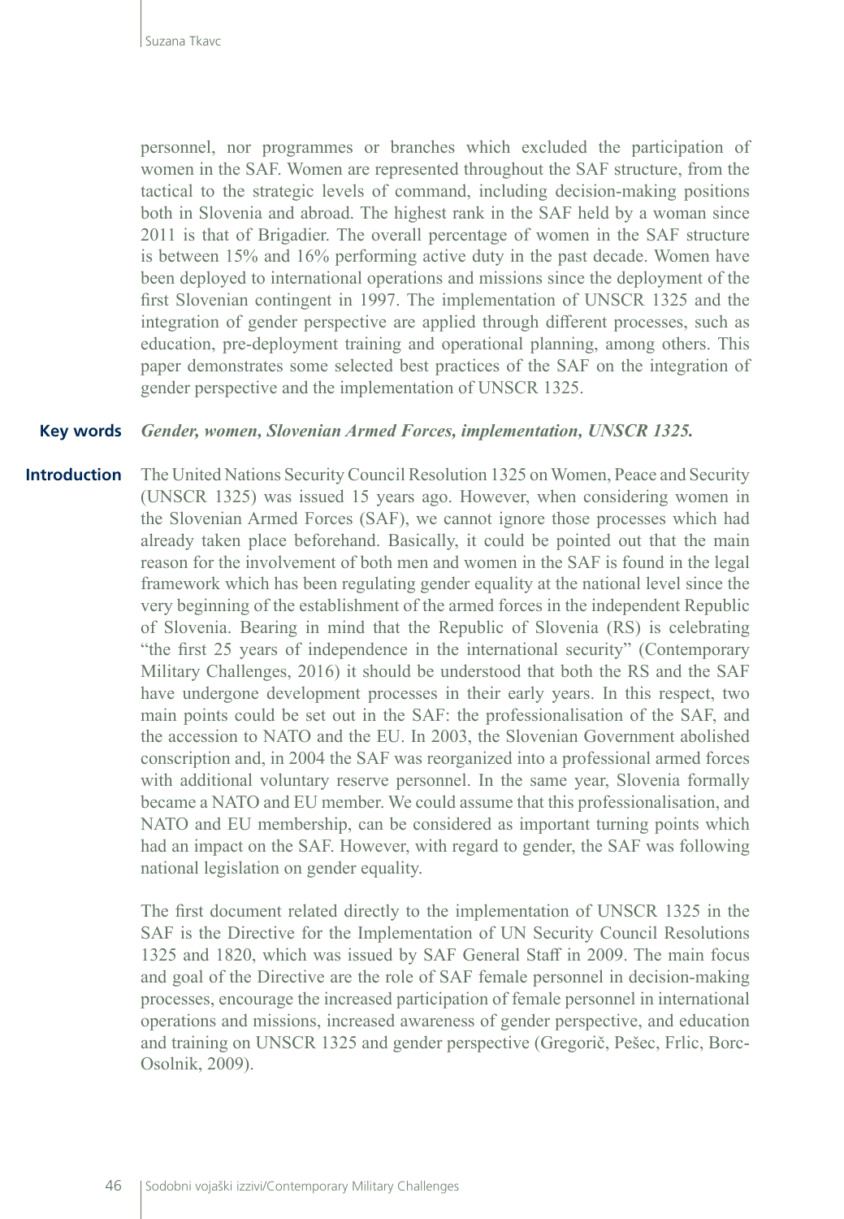personnel, nor programmes or branches which excluded the participation of women in the SAF. Women are represented throughout the SAF structure, from the tactical to the strategic levels of command, including decision-making positions both in Slovenia and abroad. The highest rank in the SAF held by a woman since 2011 is that of Brigadier. The overall percentage of women in the SAF structure is between 15% and 16% performing active duty in the past decade. Women have been deployed to international operations and missions since the deployment of the first Slovenian contingent in 1997. The implementation of UNSCR 1325 and the integration of gender perspective are applied through different processes, such as education, pre-deployment training and operational planning, among others. This paper demonstrates some selected best practices of the SAF on the integration of gender perspective and the implementation of UNSCR 1325.

**Key words** *Gender, women, Slovenian Armed Forces, implementation, UNSCR 1325.*

## Introduction

The United Nations Security Council Resolution 1325 on Women, Peace and Security (UNSCR 1325) was issued 15 years ago. However, when considering women in the Slovenian Armed Forces (SAF), we cannot ignore those processes which had already taken place beforehand. Basically, it could be pointed out that the main reason for the involvement of both men and women in the SAF is found in the legal framework which has been regulating gender equality at the national level since the very beginning of the establishment of the armed forces in the independent Republic of Slovenia. Bearing in mind that the Republic of Slovenia (RS) is celebrating "the first 25 years of independence in the international security" (Contemporary Military Challenges, 2016) it should be understood that both the RS and the SAF have undergone development processes in their early years. In this respect, two main points could be set out in the SAF: the professionalisation of the SAF, and the accession to NATO and the EU. In 2003, the Slovenian Government abolished conscription and, in 2004 the SAF was reorganized into a professional armed forces with additional voluntary reserve personnel. In the same year, Slovenia formally became a NATO and EU member. We could assume that this professionalisation, and NATO and EU membership, can be considered as important turning points which had an impact on the SAF. However, with regard to gender, the SAF was following national legislation on gender equality.

The first document related directly to the implementation of UNSCR 1325 in the SAF is the Directive for the Implementation of UN Security Council Resolutions 1325 and 1820, which was issued by SAF General Staff in 2009. The main focus and goal of the Directive are the role of SAF female personnel in decision-making processes, encourage the increased participation of female personnel in international operations and missions, increased awareness of gender perspective, and education and training on UNSCR 1325 and gender perspective (Gregorič, Pešec, Frlic, Borc-Osolnik, 2009).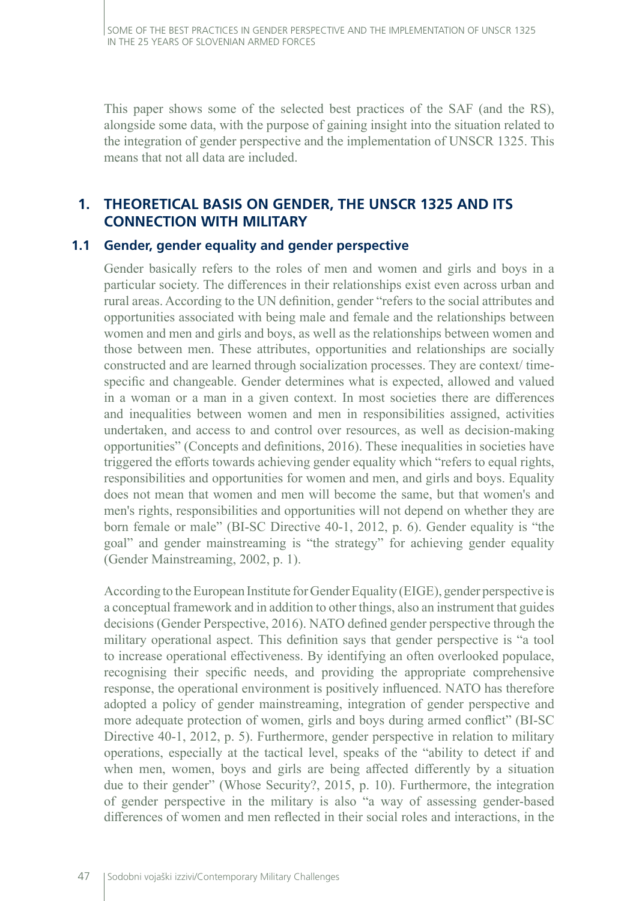This paper shows some of the selected best practices of the SAF (and the RS), alongside some data, with the purpose of gaining insight into the situation related to the integration of gender perspective and the implementation of UNSCR 1325. This means that not all data are included.

## 1. THEORETICAL BASIS ON GENDER, THE UNSCR 1325 AND ITS CONNECTION WITH MILITARY

### 1.1 Gender, gender equality and gender perspective

Gender basically refers to the roles of men and women and girls and boys in a particular society. The differences in their relationships exist even across urban and rural areas. According to the UN definition, gender "refers to the social attributes and opportunities associated with being male and female and the relationships between women and men and girls and boys, as well as the relationships between women and those between men. These attributes, opportunities and relationships are socially constructed and are learned through socialization processes. They are context/ time-specific and changeable. Gender determines what is expected, allowed and valued in a woman or a man in a given context. In most societies there are differences and inequalities between women and men in responsibilities assigned, activities undertaken, and access to and control over resources, as well as decision-making opportunities" (Concepts and definitions, 2016). These inequalities in societies have triggered the efforts towards achieving gender equality which "refers to equal rights, responsibilities and opportunities for women and men, and girls and boys. Equality does not mean that women and men will become the same, but that women's and men's rights, responsibilities and opportunities will not depend on whether they are born female or male" (BI-SC Directive 40-1, 2012, p. 6). Gender equality is "the goal" and gender mainstreaming is "the strategy" for achieving gender equality (Gender Mainstreaming, 2002, p. 1).

According to the European Institute for Gender Equality (EIGE), gender perspective is a conceptual framework and in addition to other things, also an instrument that guides decisions (Gender Perspective, 2016). NATO defined gender perspective through the military operational aspect. This definition says that gender perspective is "a tool to increase operational effectiveness. By identifying an often overlooked populace, recognising their specific needs, and providing the appropriate comprehensive response, the operational environment is positively influenced. NATO has therefore adopted a policy of gender mainstreaming, integration of gender perspective and more adequate protection of women, girls and boys during armed conflict" (BI-SC Directive 40-1, 2012, p. 5). Furthermore, gender perspective in relation to military operations, especially at the tactical level, speaks of the "ability to detect if and when men, women, boys and girls are being affected differently by a situation due to their gender" (Whose Security?, 2015, p. 10). Furthermore, the integration of gender perspective in the military is also "a way of assessing gender-based differences of women and men reflected in their social roles and interactions, in the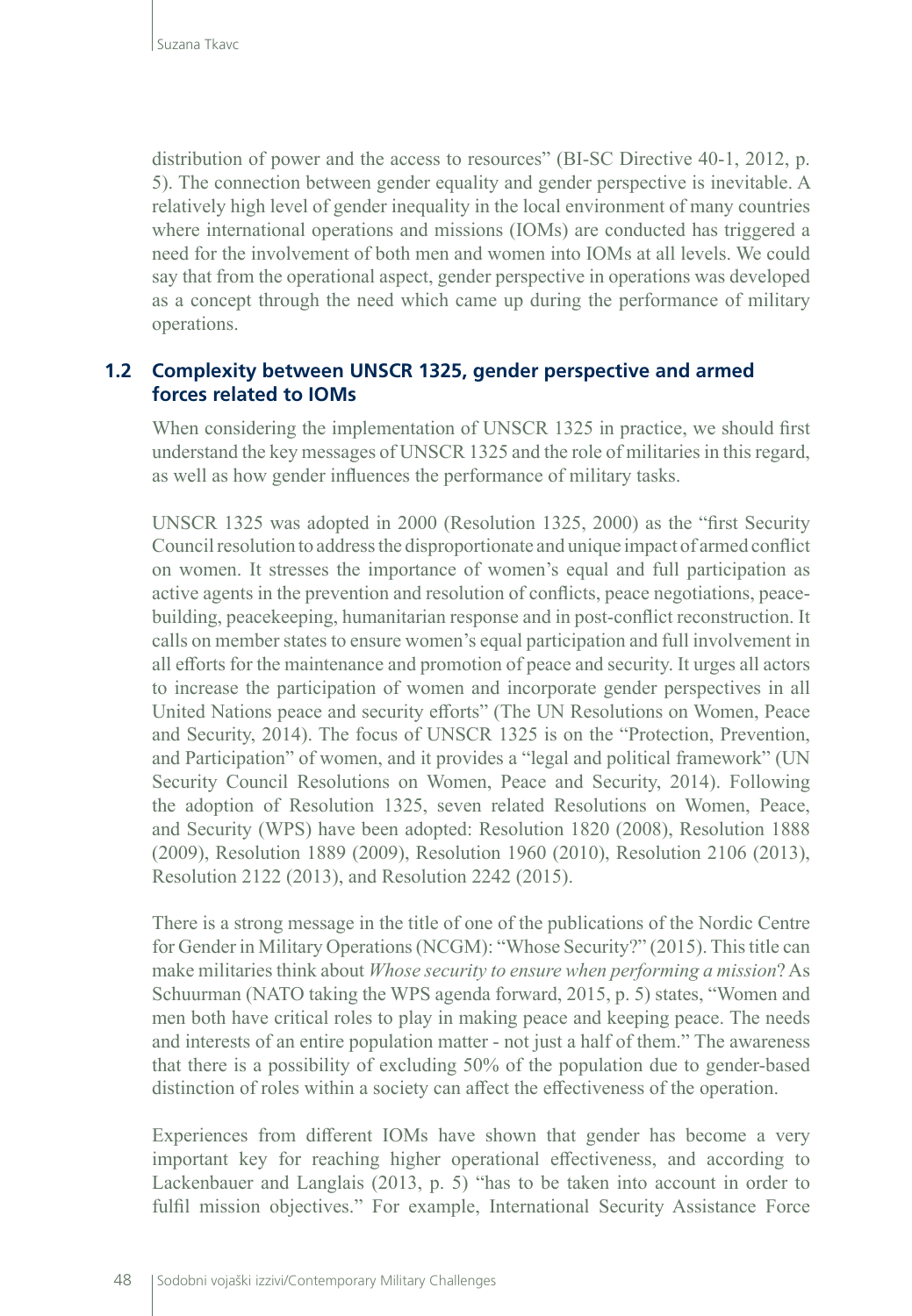distribution of power and the access to resources" (BI-SC Directive 40-1, 2012, p. 5). The connection between gender equality and gender perspective is inevitable. A relatively high level of gender inequality in the local environment of many countries where international operations and missions (IOMs) are conducted has triggered a need for the involvement of both men and women into IOMs at all levels. We could say that from the operational aspect, gender perspective in operations was developed as a concept through the need which came up during the performance of military operations.

## 1.2 Complexity between UNSCR 1325, gender perspective and armed forces related to IOMs

When considering the implementation of UNSCR 1325 in practice, we should first understand the key messages of UNSCR 1325 and the role of militaries in this regard, as well as how gender influences the performance of military tasks.

UNSCR 1325 was adopted in 2000 (Resolution 1325, 2000) as the "first Security Council resolution to address the disproportionate and unique impact of armed conflict on women. It stresses the importance of women's equal and full participation as active agents in the prevention and resolution of conflicts, peace negotiations, peace-building, peacekeeping, humanitarian response and in post-conflict reconstruction. It calls on member states to ensure women's equal participation and full involvement in all efforts for the maintenance and promotion of peace and security. It urges all actors to increase the participation of women and incorporate gender perspectives in all United Nations peace and security efforts" (The UN Resolutions on Women, Peace and Security, 2014). The focus of UNSCR 1325 is on the "Protection, Prevention, and Participation" of women, and it provides a "legal and political framework" (UN Security Council Resolutions on Women, Peace and Security, 2014). Following the adoption of Resolution 1325, seven related Resolutions on Women, Peace, and Security (WPS) have been adopted: Resolution 1820 (2008), Resolution 1888 (2009), Resolution 1889 (2009), Resolution 1960 (2010), Resolution 2106 (2013), Resolution 2122 (2013), and Resolution 2242 (2015).

There is a strong message in the title of one of the publications of the Nordic Centre for Gender in Military Operations (NCGM): "Whose Security?" (2015). This title can make militaries think about *Whose security to ensure when performing a mission*? As Schuurman (NATO taking the WPS agenda forward, 2015, p. 5) states, "Women and men both have critical roles to play in making peace and keeping peace. The needs and interests of an entire population matter - not just a half of them." The awareness that there is a possibility of excluding 50% of the population due to gender-based distinction of roles within a society can affect the effectiveness of the operation.

Experiences from different IOMs have shown that gender has become a very important key for reaching higher operational effectiveness, and according to Lackenbauer and Langlais (2013, p. 5) "has to be taken into account in order to fulfil mission objectives." For example, International Security Assistance Force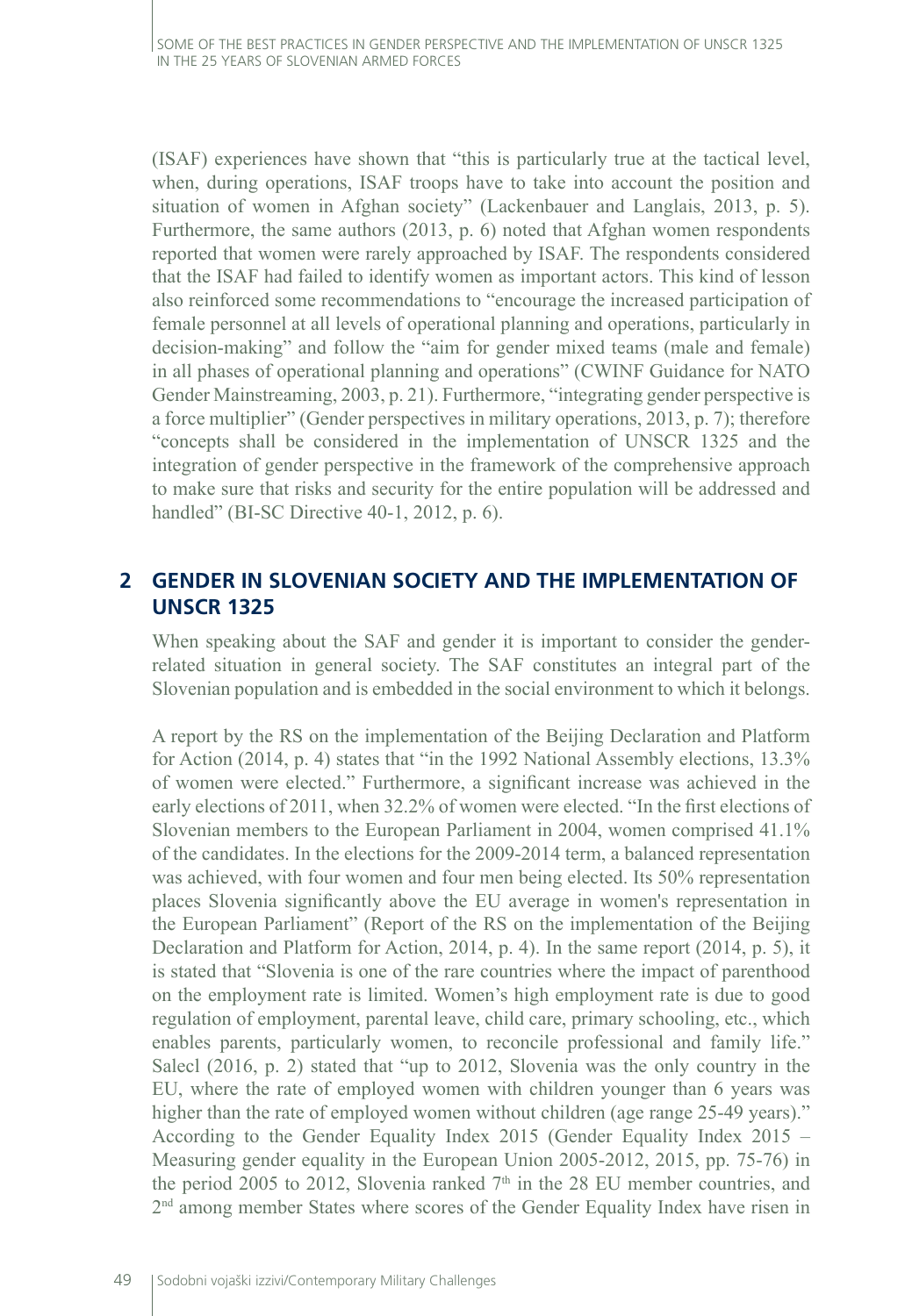(ISAF) experiences have shown that "this is particularly true at the tactical level, when, during operations, ISAF troops have to take into account the position and situation of women in Afghan society" (Lackenbauer and Langlais, 2013, p. 5). Furthermore, the same authors (2013, p. 6) noted that Afghan women respondents reported that women were rarely approached by ISAF. The respondents considered that the ISAF had failed to identify women as important actors. This kind of lesson also reinforced some recommendations to "encourage the increased participation of female personnel at all levels of operational planning and operations, particularly in decision-making" and follow the "aim for gender mixed teams (male and female) in all phases of operational planning and operations" (CWINF Guidance for NATO Gender Mainstreaming, 2003, p. 21). Furthermore, "integrating gender perspective is a force multiplier" (Gender perspectives in military operations, 2013, p. 7); therefore "concepts shall be considered in the implementation of UNSCR 1325 and the integration of gender perspective in the framework of the comprehensive approach to make sure that risks and security for the entire population will be addressed and handled" (BI-SC Directive 40-1, 2012, p. 6).

## 2 GENDER IN SLOVENIAN SOCIETY AND THE IMPLEMENTATION OF UNSCR 1325

When speaking about the SAF and gender it is important to consider the gender-related situation in general society. The SAF constitutes an integral part of the Slovenian population and is embedded in the social environment to which it belongs.

A report by the RS on the implementation of the Beijing Declaration and Platform for Action (2014, p. 4) states that "in the 1992 National Assembly elections, 13.3% of women were elected." Furthermore, a significant increase was achieved in the early elections of 2011, when 32.2% of women were elected. "In the first elections of Slovenian members to the European Parliament in 2004, women comprised 41.1% of the candidates. In the elections for the 2009-2014 term, a balanced representation was achieved, with four women and four men being elected. Its 50% representation places Slovenia significantly above the EU average in women's representation in the European Parliament" (Report of the RS on the implementation of the Beijing Declaration and Platform for Action, 2014, p. 4). In the same report (2014, p. 5), it is stated that "Slovenia is one of the rare countries where the impact of parenthood on the employment rate is limited. Women's high employment rate is due to good regulation of employment, parental leave, child care, primary schooling, etc., which enables parents, particularly women, to reconcile professional and family life." Salecl (2016, p. 2) stated that "up to 2012, Slovenia was the only country in the EU, where the rate of employed women with children younger than 6 years was higher than the rate of employed women without children (age range 25-49 years)." According to the Gender Equality Index 2015 (Gender Equality Index 2015 – Measuring gender equality in the European Union 2005-2012, 2015, pp. 75-76) in the period 2005 to 2012, Slovenia ranked 7th in the 28 EU member countries, and 2nd among member States where scores of the Gender Equality Index have risen in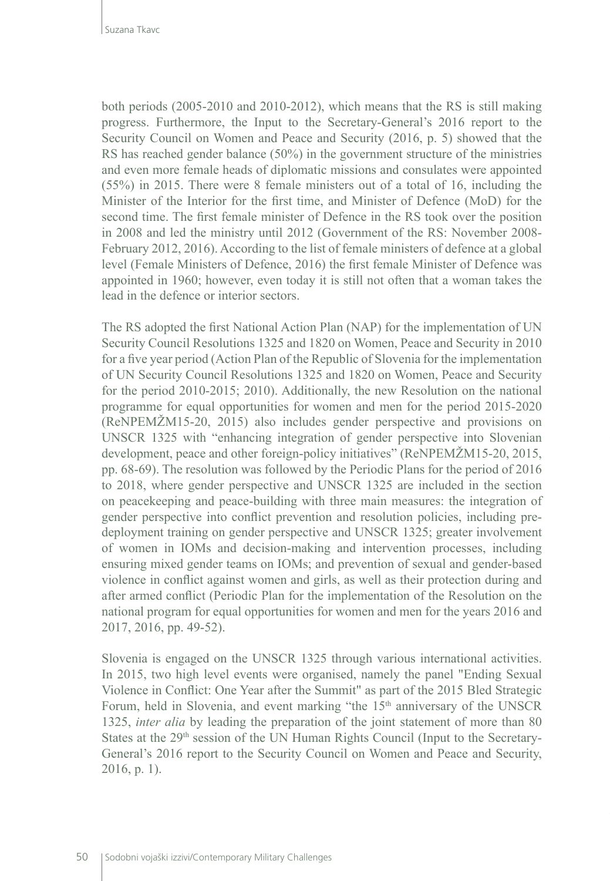both periods (2005-2010 and 2010-2012), which means that the RS is still making progress. Furthermore, the Input to the Secretary-General's 2016 report to the Security Council on Women and Peace and Security (2016, p. 5) showed that the RS has reached gender balance (50%) in the government structure of the ministries and even more female heads of diplomatic missions and consulates were appointed (55%) in 2015. There were 8 female ministers out of a total of 16, including the Minister of the Interior for the first time, and Minister of Defence (MoD) for the second time. The first female minister of Defence in the RS took over the position in 2008 and led the ministry until 2012 (Government of the RS: November 2008-February 2012, 2016). According to the list of female ministers of defence at a global level (Female Ministers of Defence, 2016) the first female Minister of Defence was appointed in 1960; however, even today it is still not often that a woman takes the lead in the defence or interior sectors.

The RS adopted the first National Action Plan (NAP) for the implementation of UN Security Council Resolutions 1325 and 1820 on Women, Peace and Security in 2010 for a five year period (Action Plan of the Republic of Slovenia for the implementation of UN Security Council Resolutions 1325 and 1820 on Women, Peace and Security for the period 2010-2015; 2010). Additionally, the new Resolution on the national programme for equal opportunities for women and men for the period 2015-2020 (ReNPEMŽM15-20, 2015) also includes gender perspective and provisions on UNSCR 1325 with "enhancing integration of gender perspective into Slovenian development, peace and other foreign-policy initiatives" (ReNPEMŽM15-20, 2015, pp. 68-69). The resolution was followed by the Periodic Plans for the period of 2016 to 2018, where gender perspective and UNSCR 1325 are included in the section on peacekeeping and peace-building with three main measures: the integration of gender perspective into conflict prevention and resolution policies, including pre-deployment training on gender perspective and UNSCR 1325; greater involvement of women in IOMs and decision-making and intervention processes, including ensuring mixed gender teams on IOMs; and prevention of sexual and gender-based violence in conflict against women and girls, as well as their protection during and after armed conflict (Periodic Plan for the implementation of the Resolution on the national program for equal opportunities for women and men for the years 2016 and 2017, 2016, pp. 49-52).

Slovenia is engaged on the UNSCR 1325 through various international activities. In 2015, two high level events were organised, namely the panel "Ending Sexual Violence in Conflict: One Year after the Summit" as part of the 2015 Bled Strategic Forum, held in Slovenia, and event marking "the 15th anniversary of the UNSCR 1325, *inter alia* by leading the preparation of the joint statement of more than 80 States at the 29th session of the UN Human Rights Council (Input to the Secretary-General's 2016 report to the Security Council on Women and Peace and Security, 2016, p. 1).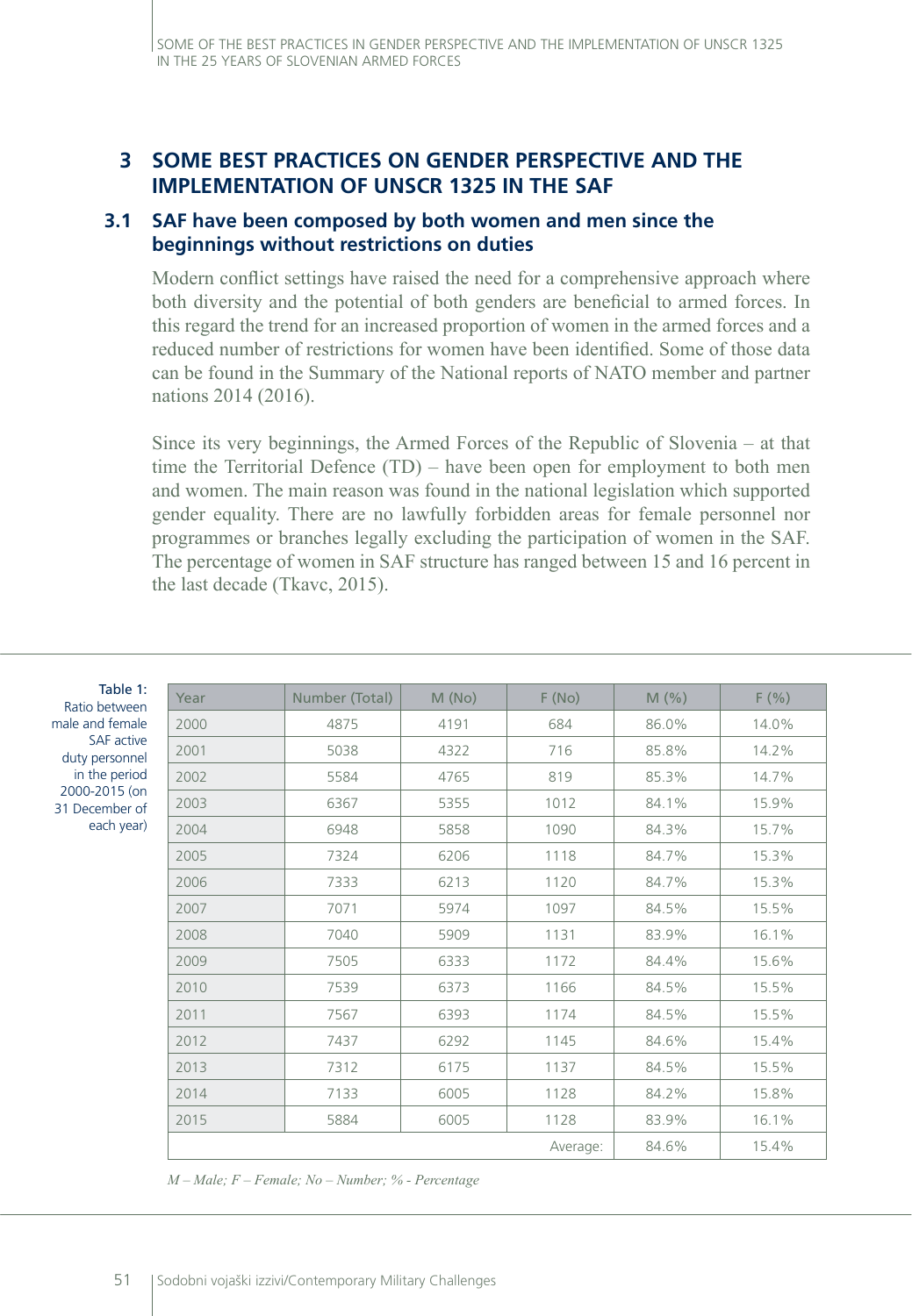## 3 SOME BEST PRACTICES ON GENDER PERSPECTIVE AND THE IMPLEMENTATION OF UNSCR 1325 IN THE SAF

### 3.1 SAF have been composed by both women and men since the beginnings without restrictions on duties

Modern conflict settings have raised the need for a comprehensive approach where both diversity and the potential of both genders are beneficial to armed forces. In this regard the trend for an increased proportion of women in the armed forces and a reduced number of restrictions for women have been identified. Some of those data can be found in the Summary of the National reports of NATO member and partner nations 2014 (2016).

Since its very beginnings, the Armed Forces of the Republic of Slovenia – at that time the Territorial Defence (TD) – have been open for employment to both men and women. The main reason was found in the national legislation which supported gender equality. There are no lawfully forbidden areas for female personnel nor programmes or branches legally excluding the participation of women in the SAF. The percentage of women in SAF structure has ranged between 15 and 16 percent in the last decade (Tkavc, 2015).

Table 1: Ratio between male and female SAF active duty personnel in the period 2000-2015 (on 31 December of each year)

| Year | Number (Total) | M (No) | F (No) | M (%) | F (%) |
|---|---|---|---|---|---|
| 2000 | 4875 | 4191 | 684 | 86.0% | 14.0% |
| 2001 | 5038 | 4322 | 716 | 85.8% | 14.2% |
| 2002 | 5584 | 4765 | 819 | 85.3% | 14.7% |
| 2003 | 6367 | 5355 | 1012 | 84.1% | 15.9% |
| 2004 | 6948 | 5858 | 1090 | 84.3% | 15.7% |
| 2005 | 7324 | 6206 | 1118 | 84.7% | 15.3% |
| 2006 | 7333 | 6213 | 1120 | 84.7% | 15.3% |
| 2007 | 7071 | 5974 | 1097 | 84.5% | 15.5% |
| 2008 | 7040 | 5909 | 1131 | 83.9% | 16.1% |
| 2009 | 7505 | 6333 | 1172 | 84.4% | 15.6% |
| 2010 | 7539 | 6373 | 1166 | 84.5% | 15.5% |
| 2011 | 7567 | 6393 | 1174 | 84.5% | 15.5% |
| 2012 | 7437 | 6292 | 1145 | 84.6% | 15.4% |
| 2013 | 7312 | 6175 | 1137 | 84.5% | 15.5% |
| 2014 | 7133 | 6005 | 1128 | 84.2% | 15.8% |
| 2015 | 5884 | 6005 | 1128 | 83.9% | 16.1% |
| | | | Average: | 84.6% | 15.4% |

*M – Male; F – Female; No – Number; % - Percentage*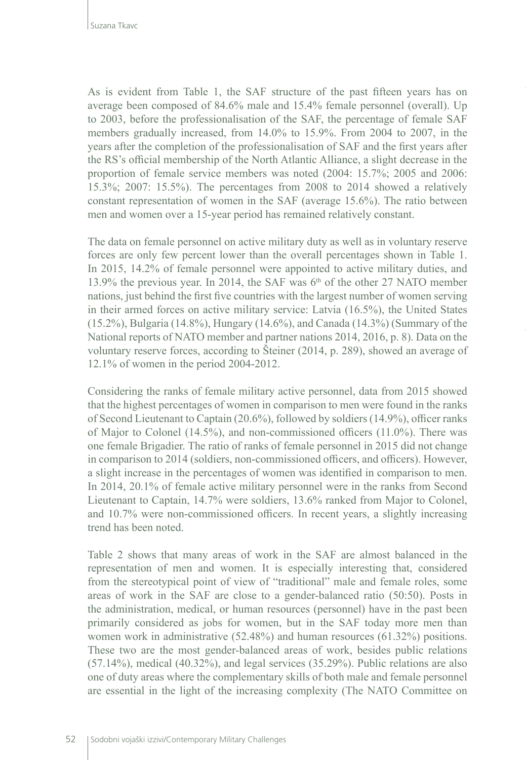As is evident from Table 1, the SAF structure of the past fifteen years has on average been composed of 84.6% male and 15.4% female personnel (overall). Up to 2003, before the professionalisation of the SAF, the percentage of female SAF members gradually increased, from 14.0% to 15.9%. From 2004 to 2007, in the years after the completion of the professionalisation of SAF and the first years after the RS's official membership of the North Atlantic Alliance, a slight decrease in the proportion of female service members was noted (2004: 15.7%; 2005 and 2006: 15.3%; 2007: 15.5%). The percentages from 2008 to 2014 showed a relatively constant representation of women in the SAF (average 15.6%). The ratio between men and women over a 15-year period has remained relatively constant.

The data on female personnel on active military duty as well as in voluntary reserve forces are only few percent lower than the overall percentages shown in Table 1. In 2015, 14.2% of female personnel were appointed to active military duties, and 13.9% the previous year. In 2014, the SAF was 6th of the other 27 NATO member nations, just behind the first five countries with the largest number of women serving in their armed forces on active military service: Latvia (16.5%), the United States (15.2%), Bulgaria (14.8%), Hungary (14.6%), and Canada (14.3%) (Summary of the National reports of NATO member and partner nations 2014, 2016, p. 8). Data on the voluntary reserve forces, according to Šteiner (2014, p. 289), showed an average of 12.1% of women in the period 2004-2012.

Considering the ranks of female military active personnel, data from 2015 showed that the highest percentages of women in comparison to men were found in the ranks of Second Lieutenant to Captain (20.6%), followed by soldiers (14.9%), officer ranks of Major to Colonel (14.5%), and non-commissioned officers (11.0%). There was one female Brigadier. The ratio of ranks of female personnel in 2015 did not change in comparison to 2014 (soldiers, non-commissioned officers, and officers). However, a slight increase in the percentages of women was identified in comparison to men. In 2014, 20.1% of female active military personnel were in the ranks from Second Lieutenant to Captain, 14.7% were soldiers, 13.6% ranked from Major to Colonel, and 10.7% were non-commissioned officers. In recent years, a slightly increasing trend has been noted.

Table 2 shows that many areas of work in the SAF are almost balanced in the representation of men and women. It is especially interesting that, considered from the stereotypical point of view of "traditional" male and female roles, some areas of work in the SAF are close to a gender-balanced ratio (50:50). Posts in the administration, medical, or human resources (personnel) have in the past been primarily considered as jobs for women, but in the SAF today more men than women work in administrative (52.48%) and human resources (61.32%) positions. These two are the most gender-balanced areas of work, besides public relations (57.14%), medical (40.32%), and legal services (35.29%). Public relations are also one of duty areas where the complementary skills of both male and female personnel are essential in the light of the increasing complexity (The NATO Committee on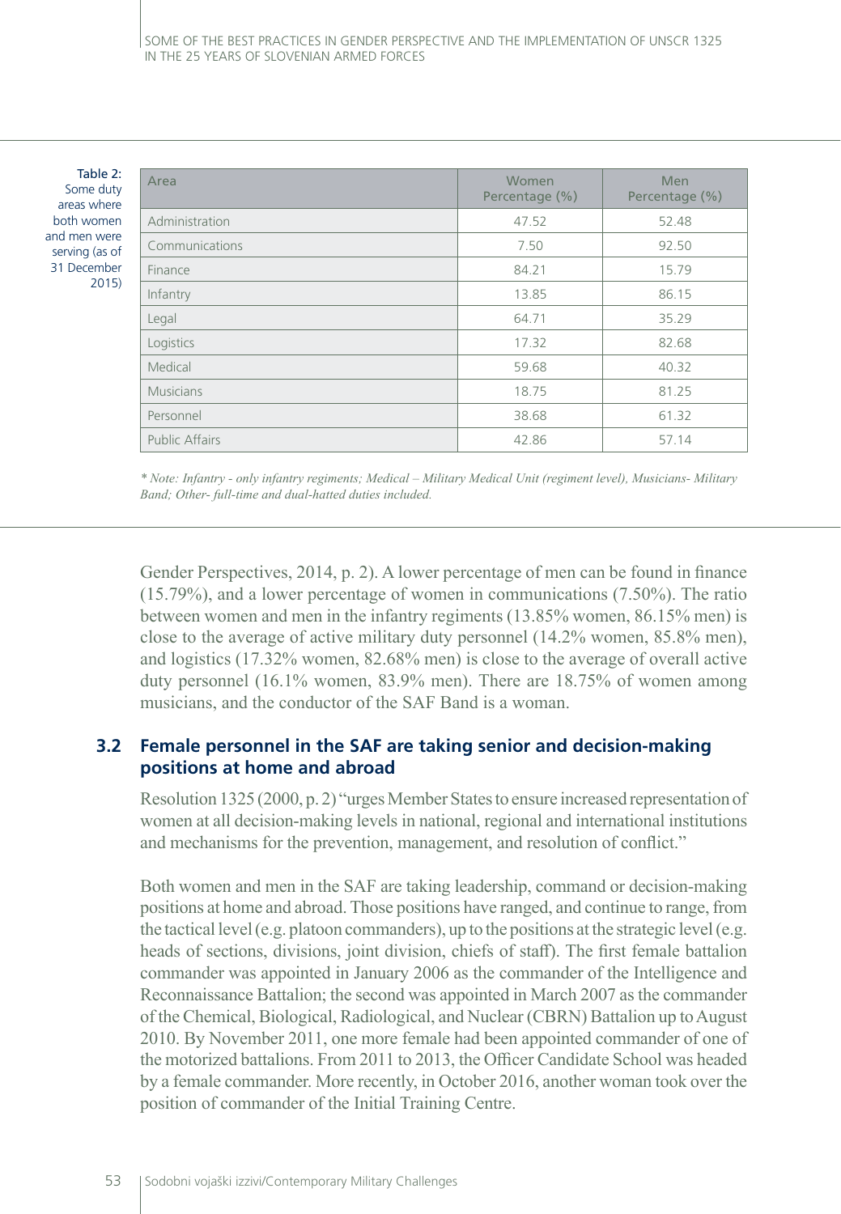Table 2: Some duty areas where both women and men were serving (as of 31 December 2015)

| Area | Women Percentage (%) | Men Percentage (%) |
|---|---|---|
| Administration | 47.52 | 52.48 |
| Communications | 7.50 | 92.50 |
| Finance | 84.21 | 15.79 |
| Infantry | 13.85 | 86.15 |
| Legal | 64.71 | 35.29 |
| Logistics | 17.32 | 82.68 |
| Medical | 59.68 | 40.32 |
| Musicians | 18.75 | 81.25 |
| Personnel | 38.68 | 61.32 |
| Public Affairs | 42.86 | 57.14 |

*\* Note: Infantry - only infantry regiments; Medical – Military Medical Unit (regiment level), Musicians- Military Band; Other- full-time and dual-hatted duties included.*

Gender Perspectives, 2014, p. 2). A lower percentage of men can be found in finance (15.79%), and a lower percentage of women in communications (7.50%). The ratio between women and men in the infantry regiments (13.85% women, 86.15% men) is close to the average of active military duty personnel (14.2% women, 85.8% men), and logistics (17.32% women, 82.68% men) is close to the average of overall active duty personnel (16.1% women, 83.9% men). There are 18.75% of women among musicians, and the conductor of the SAF Band is a woman.

## 3.2 Female personnel in the SAF are taking senior and decision-making positions at home and abroad

Resolution 1325 (2000, p. 2) "urges Member States to ensure increased representation of women at all decision-making levels in national, regional and international institutions and mechanisms for the prevention, management, and resolution of conflict."

Both women and men in the SAF are taking leadership, command or decision-making positions at home and abroad. Those positions have ranged, and continue to range, from the tactical level (e.g. platoon commanders), up to the positions at the strategic level (e.g. heads of sections, divisions, joint division, chiefs of staff). The first female battalion commander was appointed in January 2006 as the commander of the Intelligence and Reconnaissance Battalion; the second was appointed in March 2007 as the commander of the Chemical, Biological, Radiological, and Nuclear (CBRN) Battalion up to August 2010. By November 2011, one more female had been appointed commander of one of the motorized battalions. From 2011 to 2013, the Officer Candidate School was headed by a female commander. More recently, in October 2016, another woman took over the position of commander of the Initial Training Centre.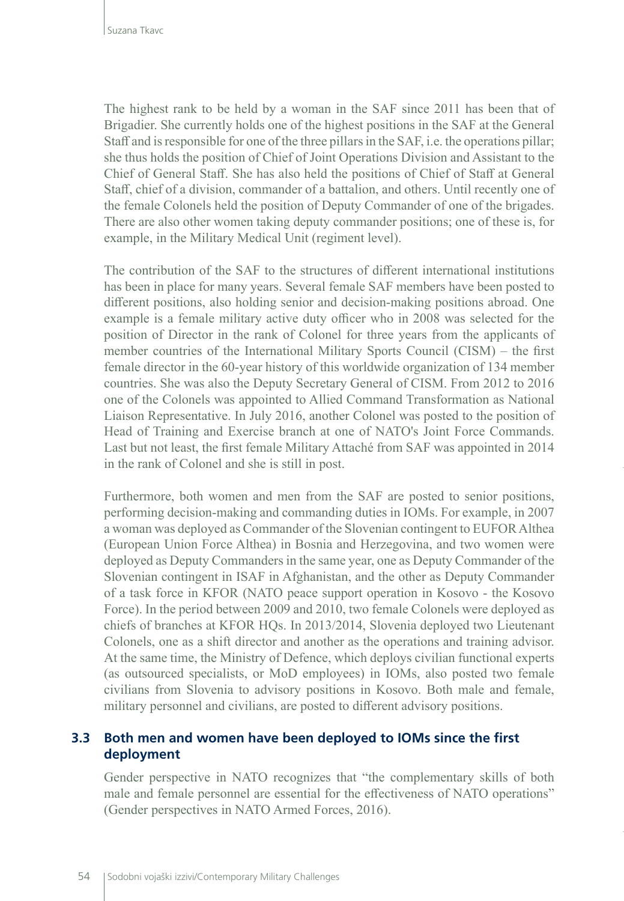The highest rank to be held by a woman in the SAF since 2011 has been that of Brigadier. She currently holds one of the highest positions in the SAF at the General Staff and is responsible for one of the three pillars in the SAF, i.e. the operations pillar; she thus holds the position of Chief of Joint Operations Division and Assistant to the Chief of General Staff. She has also held the positions of Chief of Staff at General Staff, chief of a division, commander of a battalion, and others. Until recently one of the female Colonels held the position of Deputy Commander of one of the brigades. There are also other women taking deputy commander positions; one of these is, for example, in the Military Medical Unit (regiment level).

The contribution of the SAF to the structures of different international institutions has been in place for many years. Several female SAF members have been posted to different positions, also holding senior and decision-making positions abroad. One example is a female military active duty officer who in 2008 was selected for the position of Director in the rank of Colonel for three years from the applicants of member countries of the International Military Sports Council (CISM) – the first female director in the 60-year history of this worldwide organization of 134 member countries. She was also the Deputy Secretary General of CISM. From 2012 to 2016 one of the Colonels was appointed to Allied Command Transformation as National Liaison Representative. In July 2016, another Colonel was posted to the position of Head of Training and Exercise branch at one of NATO's Joint Force Commands. Last but not least, the first female Military Attaché from SAF was appointed in 2014 in the rank of Colonel and she is still in post.

Furthermore, both women and men from the SAF are posted to senior positions, performing decision-making and commanding duties in IOMs. For example, in 2007 a woman was deployed as Commander of the Slovenian contingent to EUFOR Althea (European Union Force Althea) in Bosnia and Herzegovina, and two women were deployed as Deputy Commanders in the same year, one as Deputy Commander of the Slovenian contingent in ISAF in Afghanistan, and the other as Deputy Commander of a task force in KFOR (NATO peace support operation in Kosovo - the Kosovo Force). In the period between 2009 and 2010, two female Colonels were deployed as chiefs of branches at KFOR HQs. In 2013/2014, Slovenia deployed two Lieutenant Colonels, one as a shift director and another as the operations and training advisor. At the same time, the Ministry of Defence, which deploys civilian functional experts (as outsourced specialists, or MoD employees) in IOMs, also posted two female civilians from Slovenia to advisory positions in Kosovo. Both male and female, military personnel and civilians, are posted to different advisory positions.

## 3.3 Both men and women have been deployed to IOMs since the first deployment

Gender perspective in NATO recognizes that "the complementary skills of both male and female personnel are essential for the effectiveness of NATO operations" (Gender perspectives in NATO Armed Forces, 2016).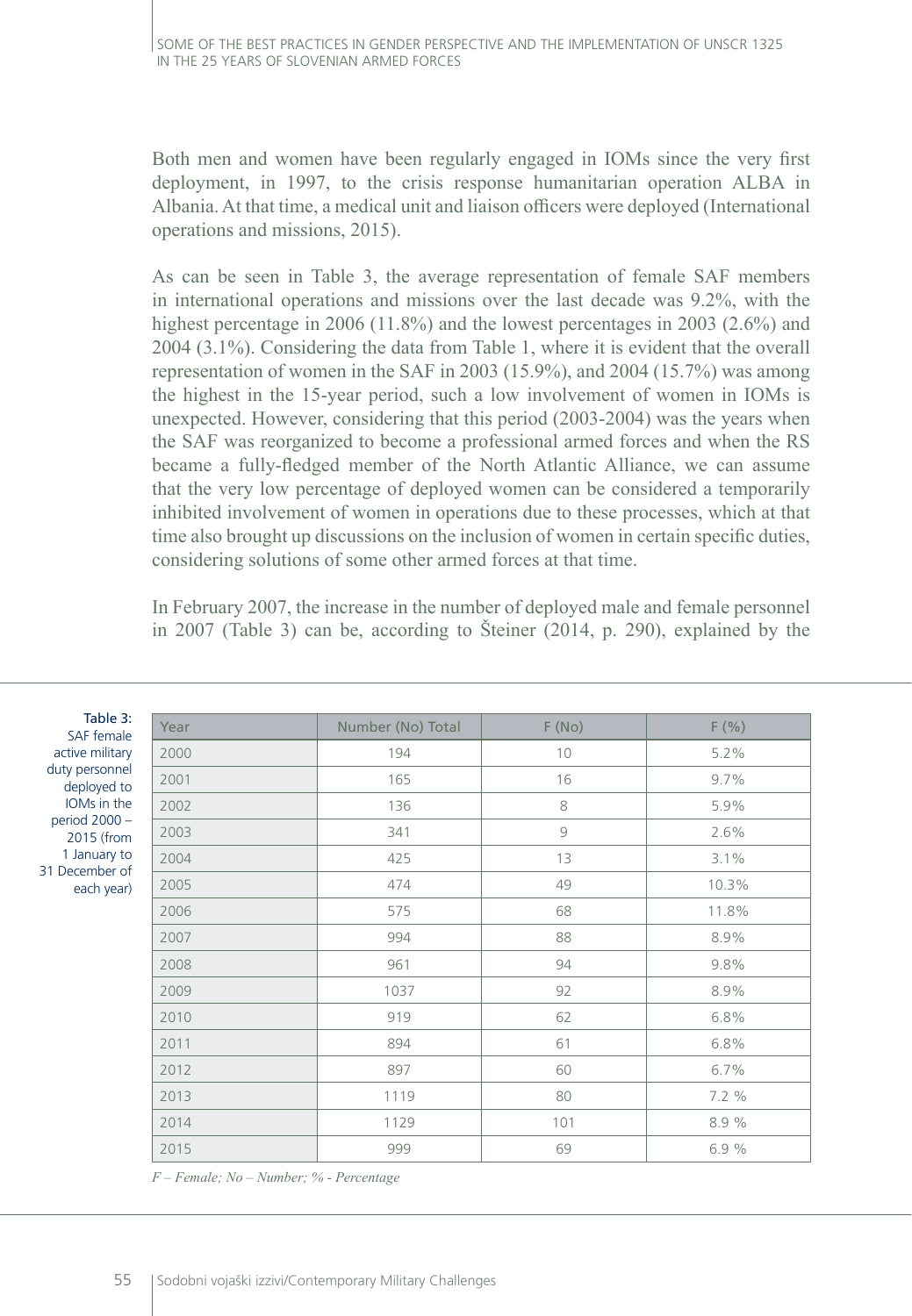Both men and women have been regularly engaged in IOMs since the very first deployment, in 1997, to the crisis response humanitarian operation ALBA in Albania. At that time, a medical unit and liaison officers were deployed (International operations and missions, 2015).

As can be seen in Table 3, the average representation of female SAF members in international operations and missions over the last decade was 9.2%, with the highest percentage in 2006 (11.8%) and the lowest percentages in 2003 (2.6%) and 2004 (3.1%). Considering the data from Table 1, where it is evident that the overall representation of women in the SAF in 2003 (15.9%), and 2004 (15.7%) was among the highest in the 15-year period, such a low involvement of women in IOMs is unexpected. However, considering that this period (2003-2004) was the years when the SAF was reorganized to become a professional armed forces and when the RS became a fully-fledged member of the North Atlantic Alliance, we can assume that the very low percentage of deployed women can be considered a temporarily inhibited involvement of women in operations due to these processes, which at that time also brought up discussions on the inclusion of women in certain specific duties, considering solutions of some other armed forces at that time.

In February 2007, the increase in the number of deployed male and female personnel in 2007 (Table 3) can be, according to Šteiner (2014, p. 290), explained by the

Table 3: SAF female active military duty personnel deployed to IOMs in the period 2000 – 2015 (from 1 January to 31 December of each year)

| Year | Number (No) Total | F (No) | F (%) |
|---|---|---|---|
| 2000 | 194 | 10 | 5.2% |
| 2001 | 165 | 16 | 9.7% |
| 2002 | 136 | 8 | 5.9% |
| 2003 | 341 | 9 | 2.6% |
| 2004 | 425 | 13 | 3.1% |
| 2005 | 474 | 49 | 10.3% |
| 2006 | 575 | 68 | 11.8% |
| 2007 | 994 | 88 | 8.9% |
| 2008 | 961 | 94 | 9.8% |
| 2009 | 1037 | 92 | 8.9% |
| 2010 | 919 | 62 | 6.8% |
| 2011 | 894 | 61 | 6.8% |
| 2012 | 897 | 60 | 6.7% |
| 2013 | 1119 | 80 | 7.2 % |
| 2014 | 1129 | 101 | 8.9 % |
| 2015 | 999 | 69 | 6.9 % |

*F – Female; No – Number; % - Percentage*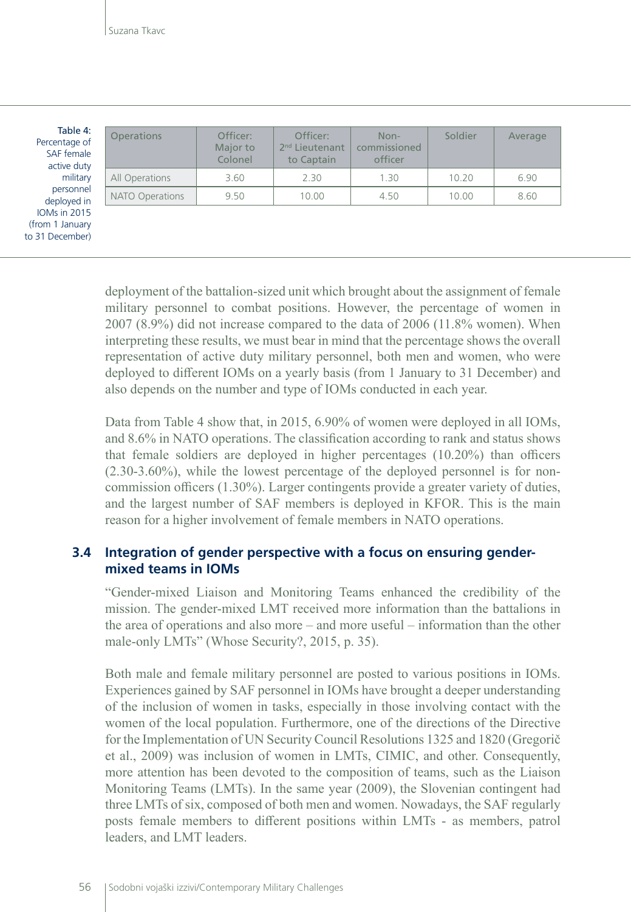Table 4: Percentage of SAF female active duty military personnel deployed in IOMs in 2015 (from 1 January to 31 December)

| Operations | Officer: Major to Colonel | Officer: 2nd Lieutenant to Captain | Non-commissioned officer | Soldier | Average |
|---|---|---|---|---|---|
| All Operations | 3.60 | 2.30 | 1.30 | 10.20 | 6.90 |
| NATO Operations | 9.50 | 10.00 | 4.50 | 10.00 | 8.60 |

deployment of the battalion-sized unit which brought about the assignment of female military personnel to combat positions. However, the percentage of women in 2007 (8.9%) did not increase compared to the data of 2006 (11.8% women). When interpreting these results, we must bear in mind that the percentage shows the overall representation of active duty military personnel, both men and women, who were deployed to different IOMs on a yearly basis (from 1 January to 31 December) and also depends on the number and type of IOMs conducted in each year.

Data from Table 4 show that, in 2015, 6.90% of women were deployed in all IOMs, and 8.6% in NATO operations. The classification according to rank and status shows that female soldiers are deployed in higher percentages (10.20%) than officers (2.30-3.60%), while the lowest percentage of the deployed personnel is for non-commission officers (1.30%). Larger contingents provide a greater variety of duties, and the largest number of SAF members is deployed in KFOR. This is the main reason for a higher involvement of female members in NATO operations.

## 3.4 Integration of gender perspective with a focus on ensuring gender-mixed teams in IOMs

"Gender-mixed Liaison and Monitoring Teams enhanced the credibility of the mission. The gender-mixed LMT received more information than the battalions in the area of operations and also more – and more useful – information than the other male-only LMTs" (Whose Security?, 2015, p. 35).

Both male and female military personnel are posted to various positions in IOMs. Experiences gained by SAF personnel in IOMs have brought a deeper understanding of the inclusion of women in tasks, especially in those involving contact with the women of the local population. Furthermore, one of the directions of the Directive for the Implementation of UN Security Council Resolutions 1325 and 1820 (Gregorič et al., 2009) was inclusion of women in LMTs, CIMIC, and other. Consequently, more attention has been devoted to the composition of teams, such as the Liaison Monitoring Teams (LMTs). In the same year (2009), the Slovenian contingent had three LMTs of six, composed of both men and women. Nowadays, the SAF regularly posts female members to different positions within LMTs - as members, patrol leaders, and LMT leaders.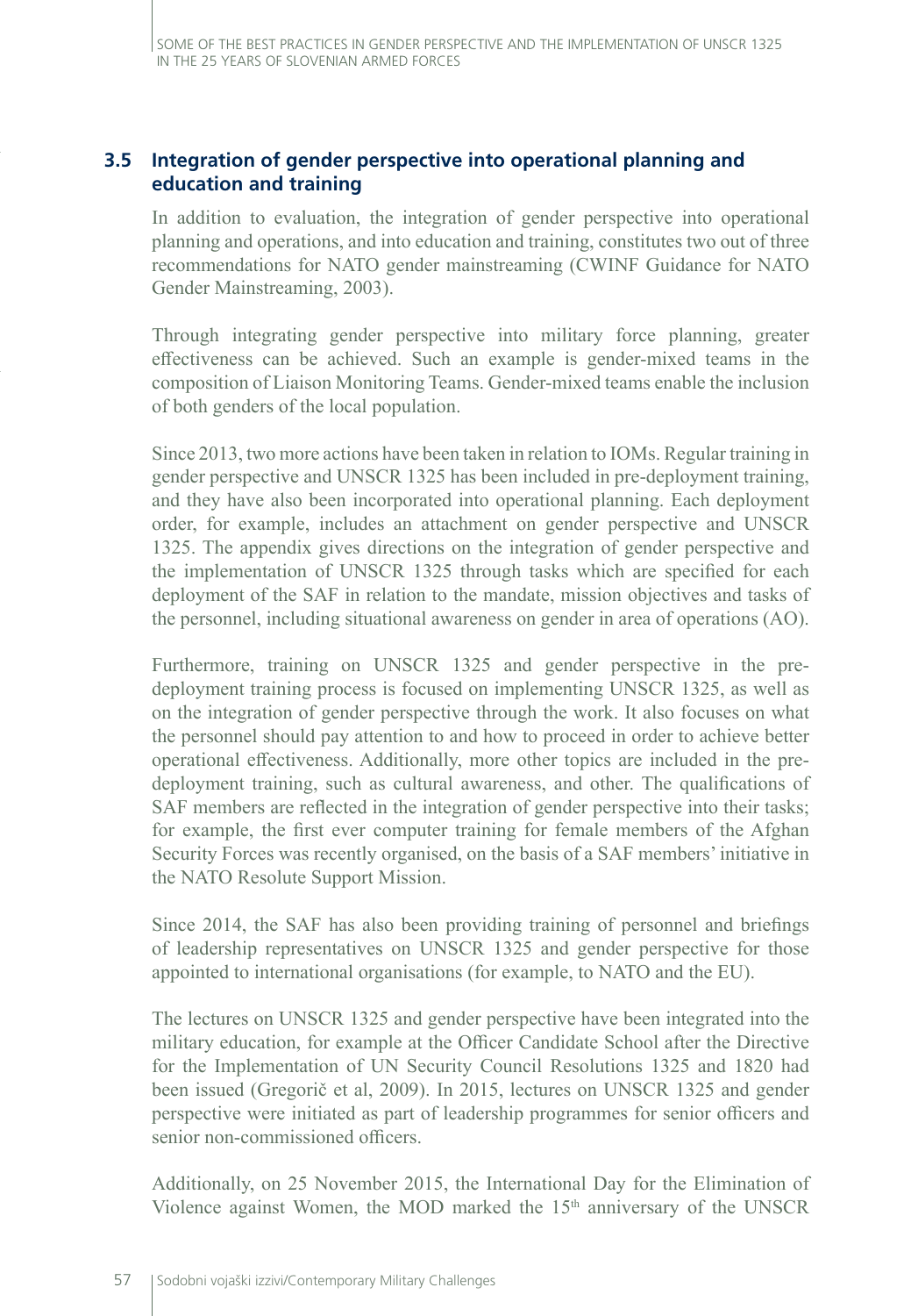### 3.5 Integration of gender perspective into operational planning and education and training

In addition to evaluation, the integration of gender perspective into operational planning and operations, and into education and training, constitutes two out of three recommendations for NATO gender mainstreaming (CWINF Guidance for NATO Gender Mainstreaming, 2003).

Through integrating gender perspective into military force planning, greater effectiveness can be achieved. Such an example is gender-mixed teams in the composition of Liaison Monitoring Teams. Gender-mixed teams enable the inclusion of both genders of the local population.

Since 2013, two more actions have been taken in relation to IOMs. Regular training in gender perspective and UNSCR 1325 has been included in pre-deployment training, and they have also been incorporated into operational planning. Each deployment order, for example, includes an attachment on gender perspective and UNSCR 1325. The appendix gives directions on the integration of gender perspective and the implementation of UNSCR 1325 through tasks which are specified for each deployment of the SAF in relation to the mandate, mission objectives and tasks of the personnel, including situational awareness on gender in area of operations (AO).

Furthermore, training on UNSCR 1325 and gender perspective in the pre-deployment training process is focused on implementing UNSCR 1325, as well as on the integration of gender perspective through the work. It also focuses on what the personnel should pay attention to and how to proceed in order to achieve better operational effectiveness. Additionally, more other topics are included in the pre-deployment training, such as cultural awareness, and other. The qualifications of SAF members are reflected in the integration of gender perspective into their tasks; for example, the first ever computer training for female members of the Afghan Security Forces was recently organised, on the basis of a SAF members' initiative in the NATO Resolute Support Mission.

Since 2014, the SAF has also been providing training of personnel and briefings of leadership representatives on UNSCR 1325 and gender perspective for those appointed to international organisations (for example, to NATO and the EU).

The lectures on UNSCR 1325 and gender perspective have been integrated into the military education, for example at the Officer Candidate School after the Directive for the Implementation of UN Security Council Resolutions 1325 and 1820 had been issued (Gregorič et al, 2009). In 2015, lectures on UNSCR 1325 and gender perspective were initiated as part of leadership programmes for senior officers and senior non-commissioned officers.

Additionally, on 25 November 2015, the International Day for the Elimination of Violence against Women, the MOD marked the 15th anniversary of the UNSCR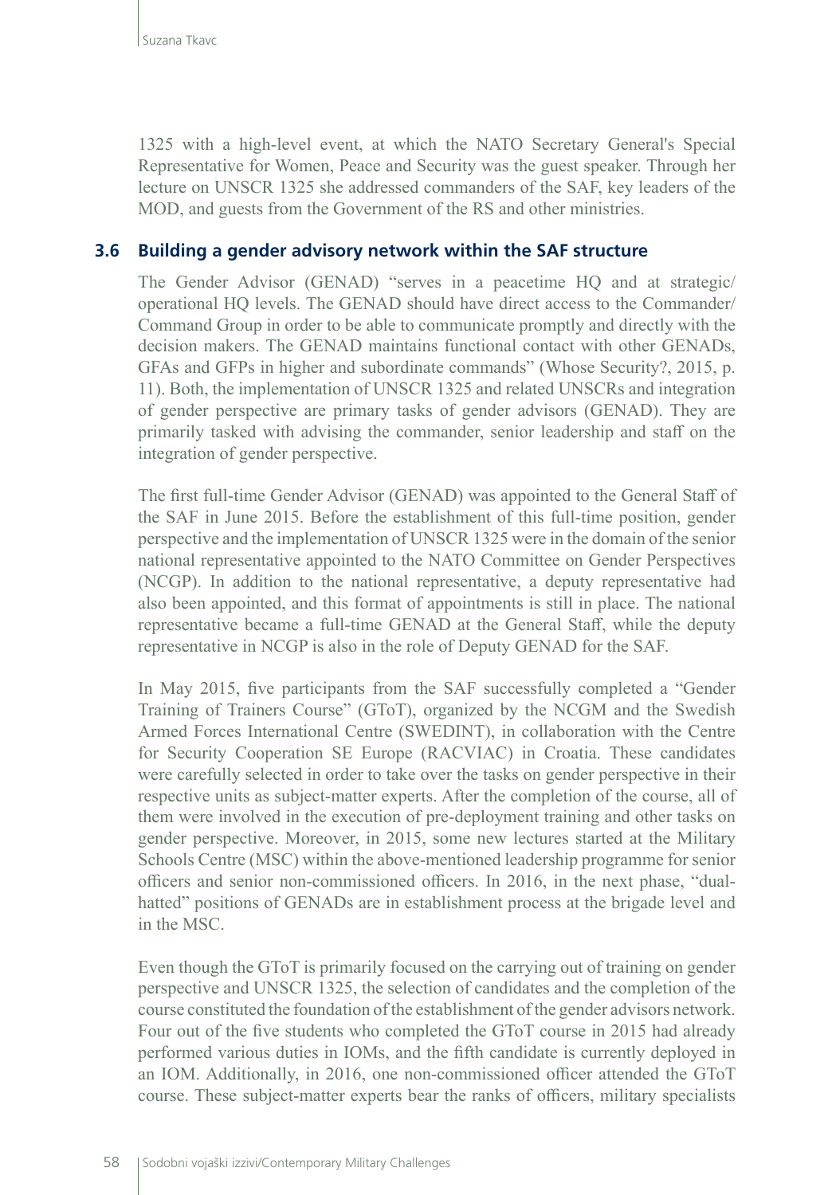1325 with a high-level event, at which the NATO Secretary General's Special Representative for Women, Peace and Security was the guest speaker. Through her lecture on UNSCR 1325 she addressed commanders of the SAF, key leaders of the MOD, and guests from the Government of the RS and other ministries.

### 3.6 Building a gender advisory network within the SAF structure

The Gender Advisor (GENAD) "serves in a peacetime HQ and at strategic/ operational HQ levels. The GENAD should have direct access to the Commander/ Command Group in order to be able to communicate promptly and directly with the decision makers. The GENAD maintains functional contact with other GENADs, GFAs and GFPs in higher and subordinate commands" (Whose Security?, 2015, p. 11). Both, the implementation of UNSCR 1325 and related UNSCRs and integration of gender perspective are primary tasks of gender advisors (GENAD). They are primarily tasked with advising the commander, senior leadership and staff on the integration of gender perspective.

The first full-time Gender Advisor (GENAD) was appointed to the General Staff of the SAF in June 2015. Before the establishment of this full-time position, gender perspective and the implementation of UNSCR 1325 were in the domain of the senior national representative appointed to the NATO Committee on Gender Perspectives (NCGP). In addition to the national representative, a deputy representative had also been appointed, and this format of appointments is still in place. The national representative became a full-time GENAD at the General Staff, while the deputy representative in NCGP is also in the role of Deputy GENAD for the SAF.

In May 2015, five participants from the SAF successfully completed a "Gender Training of Trainers Course" (GToT), organized by the NCGM and the Swedish Armed Forces International Centre (SWEDINT), in collaboration with the Centre for Security Cooperation SE Europe (RACVIAC) in Croatia. These candidates were carefully selected in order to take over the tasks on gender perspective in their respective units as subject-matter experts. After the completion of the course, all of them were involved in the execution of pre-deployment training and other tasks on gender perspective. Moreover, in 2015, some new lectures started at the Military Schools Centre (MSC) within the above-mentioned leadership programme for senior officers and senior non-commissioned officers. In 2016, in the next phase, "dual-hatted" positions of GENADs are in establishment process at the brigade level and in the MSC.

Even though the GToT is primarily focused on the carrying out of training on gender perspective and UNSCR 1325, the selection of candidates and the completion of the course constituted the foundation of the establishment of the gender advisors network. Four out of the five students who completed the GToT course in 2015 had already performed various duties in IOMs, and the fifth candidate is currently deployed in an IOM. Additionally, in 2016, one non-commissioned officer attended the GToT course. These subject-matter experts bear the ranks of officers, military specialists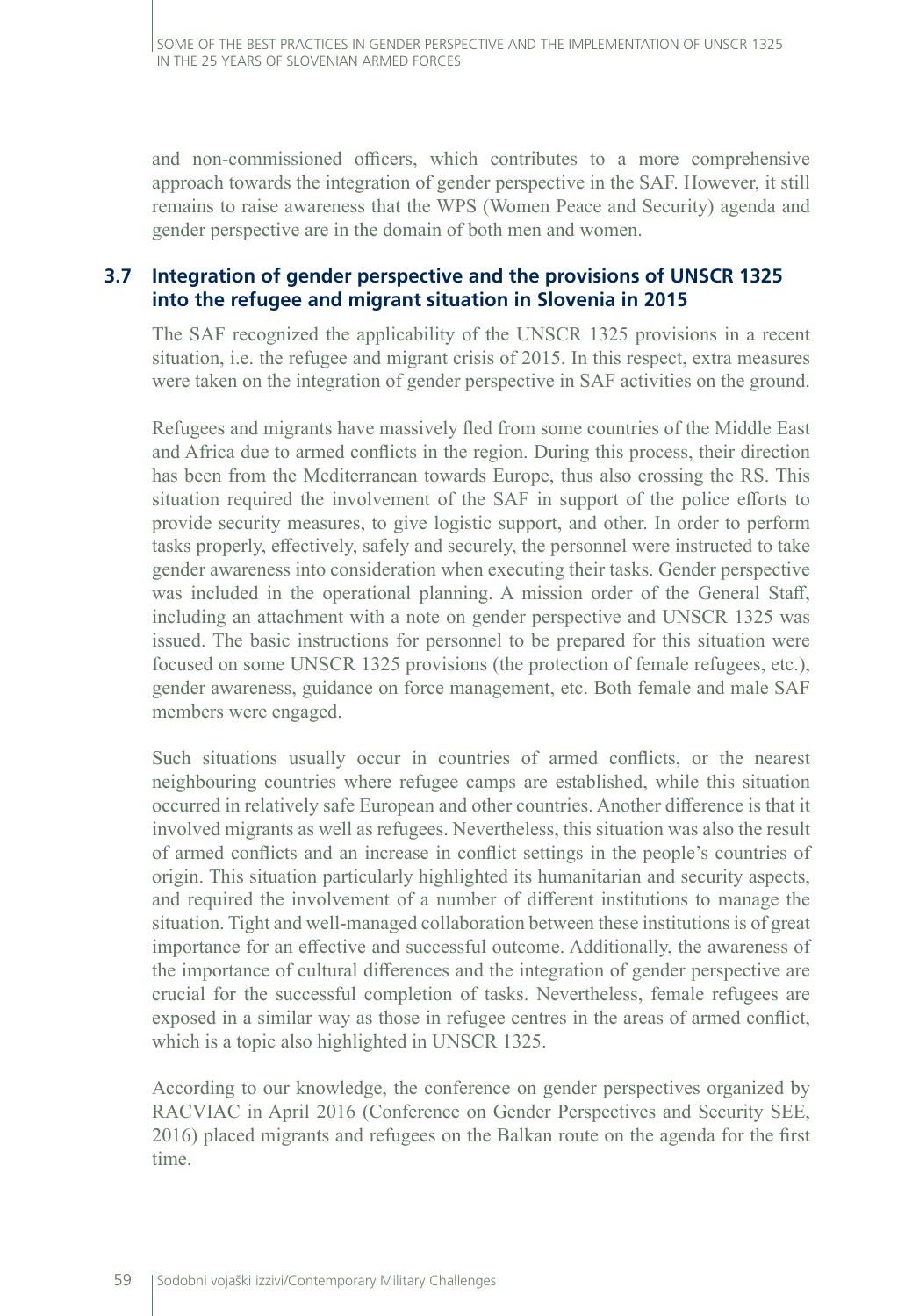and non-commissioned officers, which contributes to a more comprehensive approach towards the integration of gender perspective in the SAF. However, it still remains to raise awareness that the WPS (Women Peace and Security) agenda and gender perspective are in the domain of both men and women.

### 3.7 Integration of gender perspective and the provisions of UNSCR 1325 into the refugee and migrant situation in Slovenia in 2015

The SAF recognized the applicability of the UNSCR 1325 provisions in a recent situation, i.e. the refugee and migrant crisis of 2015. In this respect, extra measures were taken on the integration of gender perspective in SAF activities on the ground.

Refugees and migrants have massively fled from some countries of the Middle East and Africa due to armed conflicts in the region. During this process, their direction has been from the Mediterranean towards Europe, thus also crossing the RS. This situation required the involvement of the SAF in support of the police efforts to provide security measures, to give logistic support, and other. In order to perform tasks properly, effectively, safely and securely, the personnel were instructed to take gender awareness into consideration when executing their tasks. Gender perspective was included in the operational planning. A mission order of the General Staff, including an attachment with a note on gender perspective and UNSCR 1325 was issued. The basic instructions for personnel to be prepared for this situation were focused on some UNSCR 1325 provisions (the protection of female refugees, etc.), gender awareness, guidance on force management, etc. Both female and male SAF members were engaged.

Such situations usually occur in countries of armed conflicts, or the nearest neighbouring countries where refugee camps are established, while this situation occurred in relatively safe European and other countries. Another difference is that it involved migrants as well as refugees. Nevertheless, this situation was also the result of armed conflicts and an increase in conflict settings in the people's countries of origin. This situation particularly highlighted its humanitarian and security aspects, and required the involvement of a number of different institutions to manage the situation. Tight and well-managed collaboration between these institutions is of great importance for an effective and successful outcome. Additionally, the awareness of the importance of cultural differences and the integration of gender perspective are crucial for the successful completion of tasks. Nevertheless, female refugees are exposed in a similar way as those in refugee centres in the areas of armed conflict, which is a topic also highlighted in UNSCR 1325.

According to our knowledge, the conference on gender perspectives organized by RACVIAC in April 2016 (Conference on Gender Perspectives and Security SEE, 2016) placed migrants and refugees on the Balkan route on the agenda for the first time.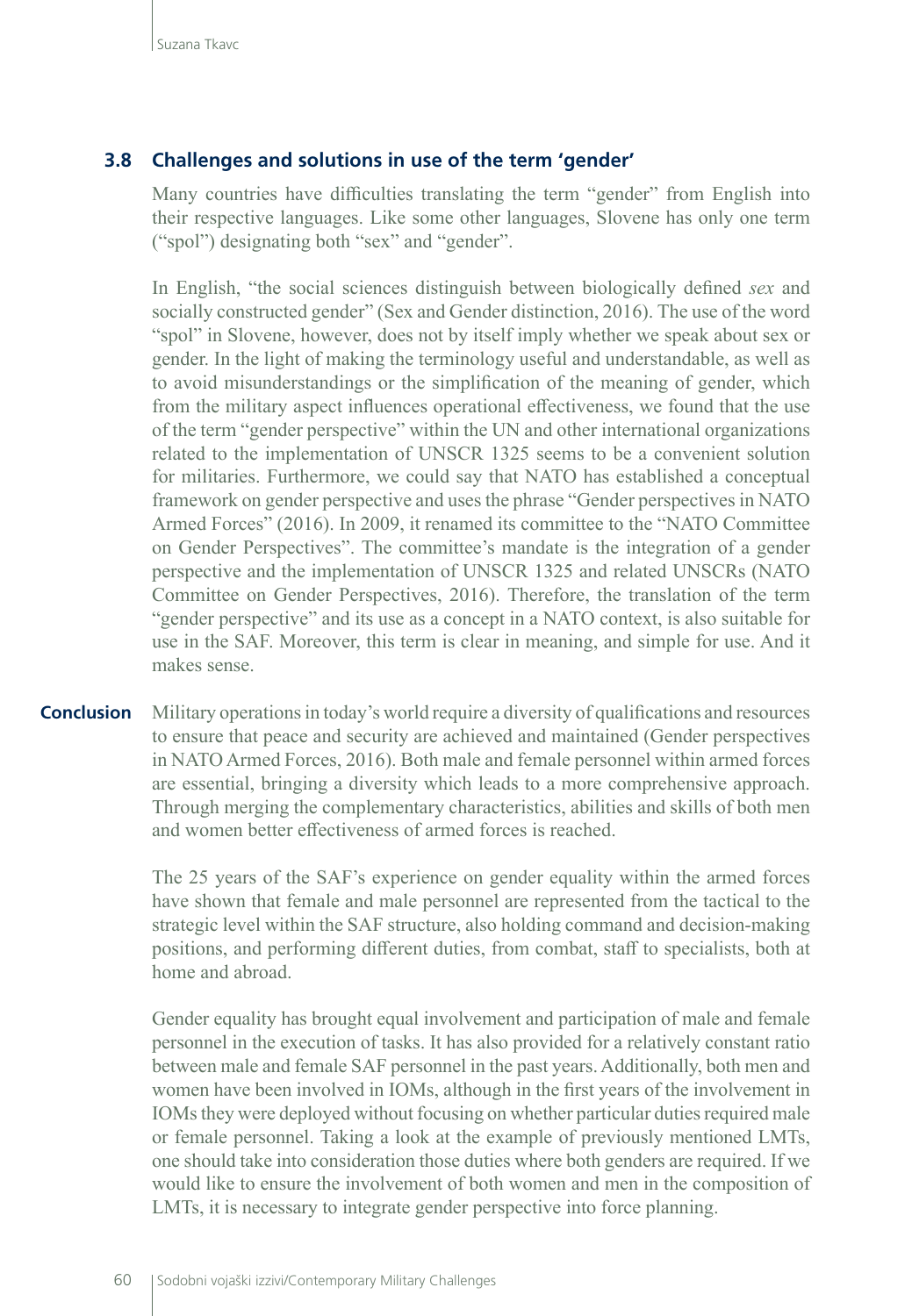### 3.8 Challenges and solutions in use of the term 'gender'

Many countries have difficulties translating the term "gender" from English into their respective languages. Like some other languages, Slovene has only one term ("spol") designating both "sex" and "gender".

In English, "the social sciences distinguish between biologically defined *sex* and socially constructed gender" (Sex and Gender distinction, 2016). The use of the word "spol" in Slovene, however, does not by itself imply whether we speak about sex or gender. In the light of making the terminology useful and understandable, as well as to avoid misunderstandings or the simplification of the meaning of gender, which from the military aspect influences operational effectiveness, we found that the use of the term "gender perspective" within the UN and other international organizations related to the implementation of UNSCR 1325 seems to be a convenient solution for militaries. Furthermore, we could say that NATO has established a conceptual framework on gender perspective and uses the phrase "Gender perspectives in NATO Armed Forces" (2016). In 2009, it renamed its committee to the "NATO Committee on Gender Perspectives". The committee's mandate is the integration of a gender perspective and the implementation of UNSCR 1325 and related UNSCRs (NATO Committee on Gender Perspectives, 2016). Therefore, the translation of the term "gender perspective" and its use as a concept in a NATO context, is also suitable for use in the SAF. Moreover, this term is clear in meaning, and simple for use. And it makes sense.

## Conclusion

Military operations in today's world require a diversity of qualifications and resources to ensure that peace and security are achieved and maintained (Gender perspectives in NATO Armed Forces, 2016). Both male and female personnel within armed forces are essential, bringing a diversity which leads to a more comprehensive approach. Through merging the complementary characteristics, abilities and skills of both men and women better effectiveness of armed forces is reached.

The 25 years of the SAF's experience on gender equality within the armed forces have shown that female and male personnel are represented from the tactical to the strategic level within the SAF structure, also holding command and decision-making positions, and performing different duties, from combat, staff to specialists, both at home and abroad.

Gender equality has brought equal involvement and participation of male and female personnel in the execution of tasks. It has also provided for a relatively constant ratio between male and female SAF personnel in the past years. Additionally, both men and women have been involved in IOMs, although in the first years of the involvement in IOMs they were deployed without focusing on whether particular duties required male or female personnel. Taking a look at the example of previously mentioned LMTs, one should take into consideration those duties where both genders are required. If we would like to ensure the involvement of both women and men in the composition of LMTs, it is necessary to integrate gender perspective into force planning.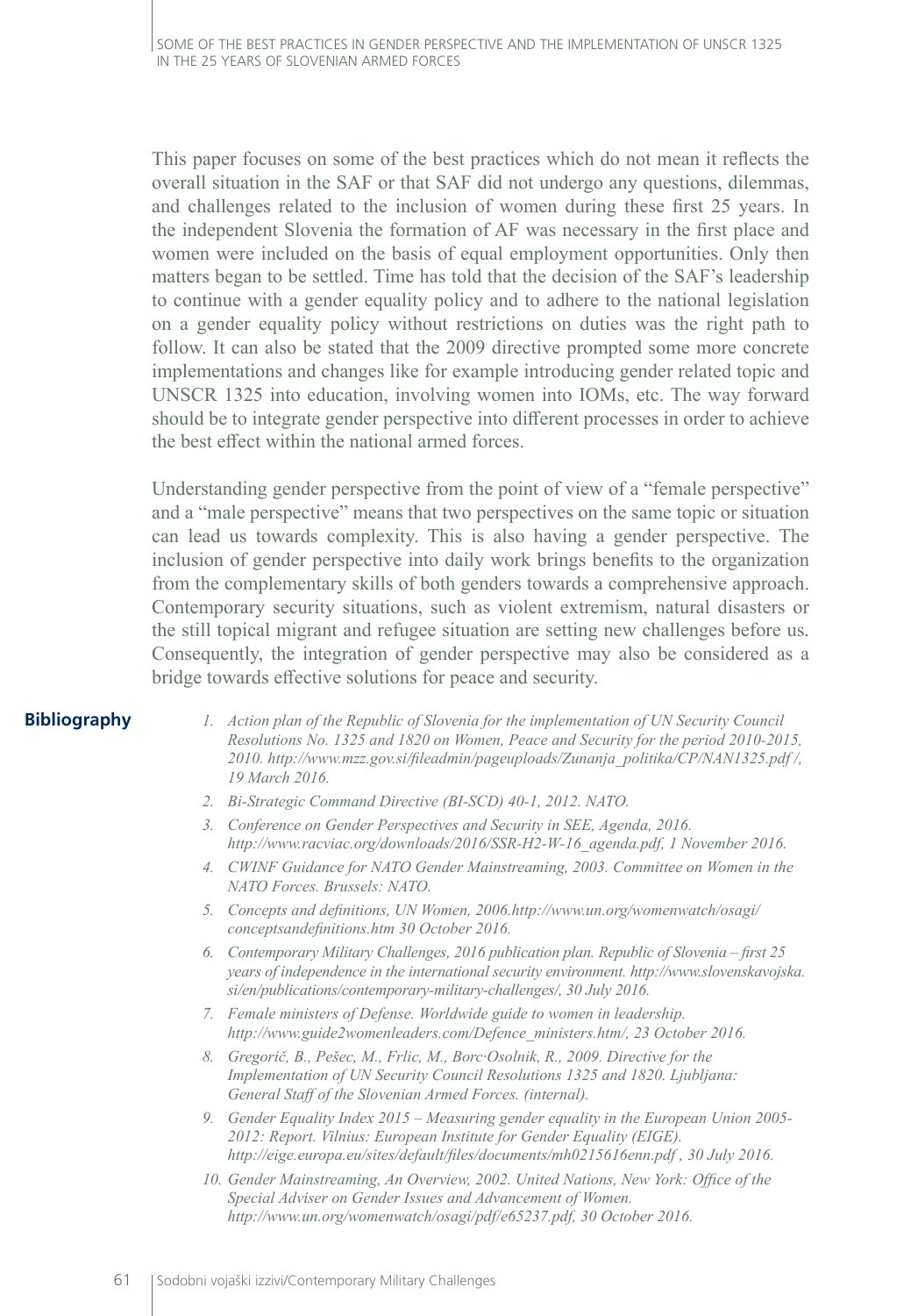This paper focuses on some of the best practices which do not mean it reflects the overall situation in the SAF or that SAF did not undergo any questions, dilemmas, and challenges related to the inclusion of women during these first 25 years. In the independent Slovenia the formation of AF was necessary in the first place and women were included on the basis of equal employment opportunities. Only then matters began to be settled. Time has told that the decision of the SAF's leadership to continue with a gender equality policy and to adhere to the national legislation on a gender equality policy without restrictions on duties was the right path to follow. It can also be stated that the 2009 directive prompted some more concrete implementations and changes like for example introducing gender related topic and UNSCR 1325 into education, involving women into IOMs, etc. The way forward should be to integrate gender perspective into different processes in order to achieve the best effect within the national armed forces.

Understanding gender perspective from the point of view of a "female perspective" and a "male perspective" means that two perspectives on the same topic or situation can lead us towards complexity. This is also having a gender perspective. The inclusion of gender perspective into daily work brings benefits to the organization from the complementary skills of both genders towards a comprehensive approach. Contemporary security situations, such as violent extremism, natural disasters or the still topical migrant and refugee situation are setting new challenges before us. Consequently, the integration of gender perspective may also be considered as a bridge towards effective solutions for peace and security.

## Bibliography

1. *Action plan of the Republic of Slovenia for the implementation of UN Security Council Resolutions No. 1325 and 1820 on Women, Peace and Security for the period 2010-2015, 2010. http://www.mzz.gov.si/fileadmin/pageuploads/Zunanja_politika/CP/NAN1325.pdf /, 19 March 2016.*
2. *Bi-Strategic Command Directive (BI-SCD) 40-1, 2012. NATO.*
3. *Conference on Gender Perspectives and Security in SEE, Agenda, 2016. http://www.racviac.org/downloads/2016/SSR-H2-W-16_agenda.pdf, 1 November 2016.*
4. *CWINF Guidance for NATO Gender Mainstreaming, 2003. Committee on Women in the NATO Forces. Brussels: NATO.*
5. *Concepts and definitions, UN Women, 2006.http://www.un.org/womenwatch/osagi/conceptsandefinitions.htm 30 October 2016.*
6. *Contemporary Military Challenges, 2016 publication plan. Republic of Slovenia – first 25 years of independence in the international security environment. http://www.slovenskavojska.si/en/publications/contemporary-military-challenges/, 30 July 2016.*
7. *Female ministers of Defense. Worldwide guide to women in leadership. http://www.guide2womenleaders.com/Defence_ministers.htm/, 23 October 2016.*
8. *Gregorič, B., Pešec, M., Frlic, M., Borc·Osolnik, R., 2009. Directive for the Implementation of UN Security Council Resolutions 1325 and 1820. Ljubljana: General Staff of the Slovenian Armed Forces. (internal).*
9. *Gender Equality Index 2015 – Measuring gender equality in the European Union 2005-2012: Report. Vilnius: European Institute for Gender Equality (EIGE). http://eige.europa.eu/sites/default/files/documents/mh0215616enn.pdf , 30 July 2016.*
10. *Gender Mainstreaming, An Overview, 2002. United Nations, New York: Office of the Special Adviser on Gender Issues and Advancement of Women. http://www.un.org/womenwatch/osagi/pdf/e65237.pdf, 30 October 2016.*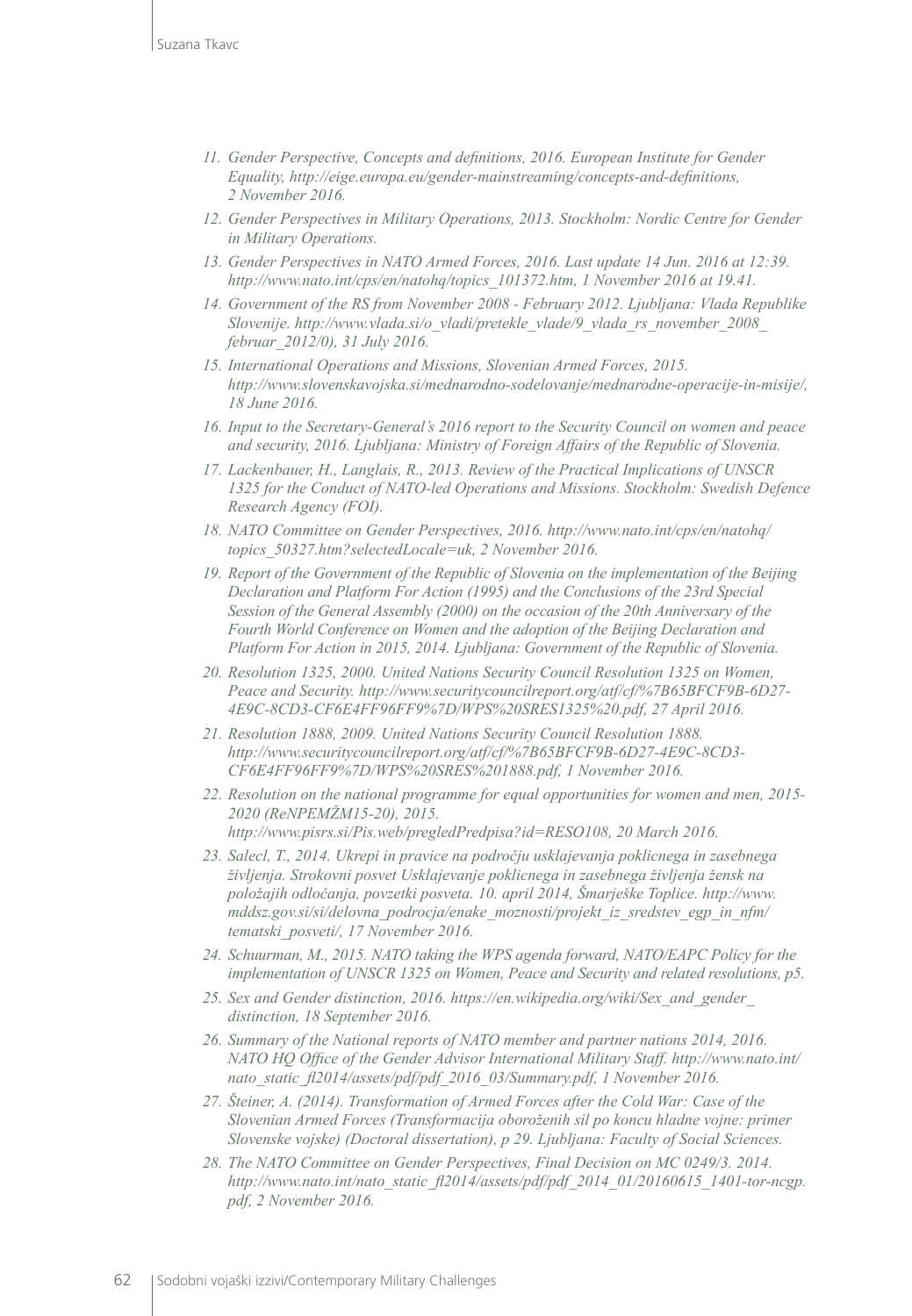11. *Gender Perspective, Concepts and definitions, 2016. European Institute for Gender Equality, http://eige.europa.eu/gender-mainstreaming/concepts-and-definitions, 2 November 2016.*
12. *Gender Perspectives in Military Operations, 2013. Stockholm: Nordic Centre for Gender in Military Operations.*
13. *Gender Perspectives in NATO Armed Forces, 2016. Last update 14 Jun. 2016 at 12:39. http://www.nato.int/cps/en/natohq/topics_101372.htm, 1 November 2016 at 19.41.*
14. *Government of the RS from November 2008 - February 2012. Ljubljana: Vlada Republike Slovenije. http://www.vlada.si/o_vladi/pretekle_vlade/9_vlada_rs_november_2008_ februar_2012/0), 31 July 2016.*
15. *International Operations and Missions, Slovenian Armed Forces, 2015. http://www.slovenskavojska.si/mednarodno-sodelovanje/mednarodne-operacije-in-misije/, 18 June 2016.*
16. *Input to the Secretary-General's 2016 report to the Security Council on women and peace and security, 2016. Ljubljana: Ministry of Foreign Affairs of the Republic of Slovenia.*
17. *Lackenbauer, H., Langlais, R., 2013. Review of the Practical Implications of UNSCR 1325 for the Conduct of NATO-led Operations and Missions. Stockholm: Swedish Defence Research Agency (FOI).*
18. *NATO Committee on Gender Perspectives, 2016. http://www.nato.int/cps/en/natohq/ topics_50327.htm?selectedLocale=uk, 2 November 2016.*
19. *Report of the Government of the Republic of Slovenia on the implementation of the Beijing Declaration and Platform For Action (1995) and the Conclusions of the 23rd Special Session of the General Assembly (2000) on the occasion of the 20th Anniversary of the Fourth World Conference on Women and the adoption of the Beijing Declaration and Platform For Action in 2015, 2014. Ljubljana: Government of the Republic of Slovenia.*
20. *Resolution 1325, 2000. United Nations Security Council Resolution 1325 on Women, Peace and Security. http://www.securitycouncilreport.org/atf/cf/%7B65BFCF9B-6D27-4E9C-8CD3-CF6E4FF96FF9%7D/WPS%20SRES1325%20.pdf, 27 April 2016.*
21. *Resolution 1888, 2009. United Nations Security Council Resolution 1888. http://www.securitycouncilreport.org/atf/cf/%7B65BFCF9B-6D27-4E9C-8CD3-CF6E4FF96FF9%7D/WPS%20SRES%201888.pdf, 1 November 2016.*
22. *Resolution on the national programme for equal opportunities for women and men, 2015-2020 (ReNPEMŽM15-20), 2015. http://www.pisrs.si/Pis.web/pregledPredpisa?id=RESO108, 20 March 2016.*
23. *Salecl, T., 2014. Ukrepi in pravice na področju usklajevanja poklicnega in zasebnega življenja. Strokovni posvet Usklajevanje poklicnega in zasebnega življenja žensk na položajih odločanja, povzetki posveta. 10. april 2014, Šmarješke Toplice. http://www.mddsz.gov.si/si/delovna_podrocja/enake_moznosti/projekt_iz_sredstev_egp_in_nfm/ tematski_posveti/, 17 November 2016.*
24. *Schuurman, M., 2015. NATO taking the WPS agenda forward, NATO/EAPC Policy for the implementation of UNSCR 1325 on Women, Peace and Security and related resolutions, p5.*
25. *Sex and Gender distinction, 2016. https://en.wikipedia.org/wiki/Sex_and_gender_ distinction, 18 September 2016.*
26. *Summary of the National reports of NATO member and partner nations 2014, 2016. NATO HQ Office of the Gender Advisor International Military Staff. http://www.nato.int/ nato_static_fl2014/assets/pdf/pdf_2016_03/Summary.pdf, 1 November 2016.*
27. *Šteiner, A. (2014). Transformation of Armed Forces after the Cold War: Case of the Slovenian Armed Forces (Transformacija oboroženih sil po koncu hladne vojne: primer Slovenske vojske) (Doctoral dissertation), p 29. Ljubljana: Faculty of Social Sciences.*
28. *The NATO Committee on Gender Perspectives, Final Decision on MC 0249/3. 2014. http://www.nato.int/nato_static_fl2014/assets/pdf/pdf_2014_01/20160615_1401-tor-ncgp. pdf, 2 November 2016.*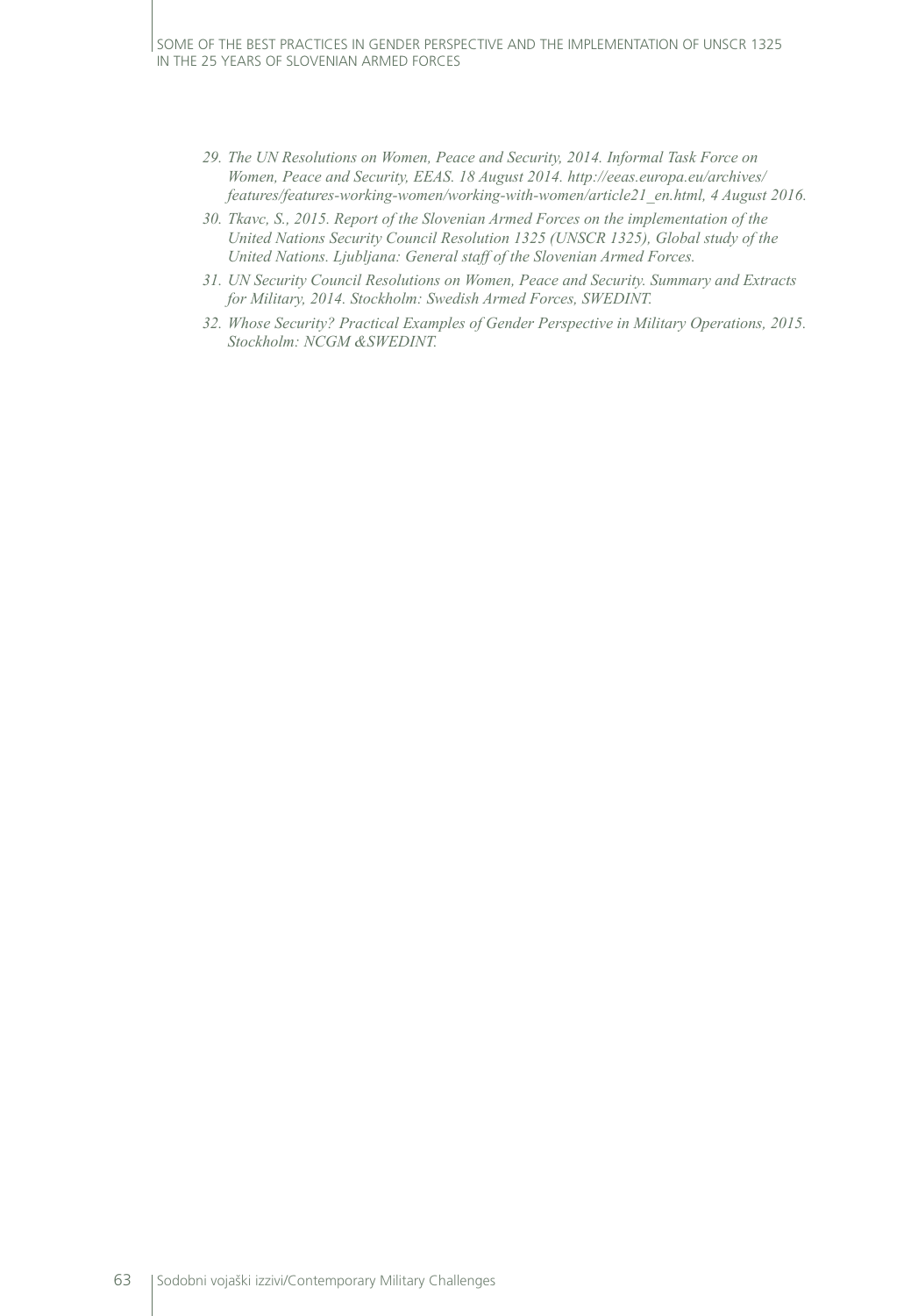29. *The UN Resolutions on Women, Peace and Security, 2014. Informal Task Force on Women, Peace and Security, EEAS. 18 August 2014. http://eeas.europa.eu/archives/features/features-working-women/working-with-women/article21_en.html, 4 August 2016.*
30. *Tkavc, S., 2015. Report of the Slovenian Armed Forces on the implementation of the United Nations Security Council Resolution 1325 (UNSCR 1325), Global study of the United Nations. Ljubljana: General staff of the Slovenian Armed Forces.*
31. *UN Security Council Resolutions on Women, Peace and Security. Summary and Extracts for Military, 2014. Stockholm: Swedish Armed Forces, SWEDINT.*
32. *Whose Security? Practical Examples of Gender Perspective in Military Operations, 2015. Stockholm: NCGM &SWEDINT.*